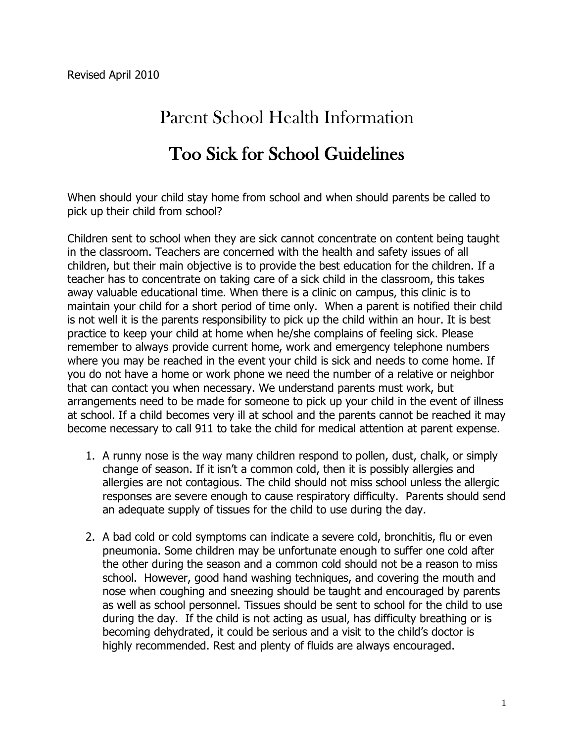Revised April 2010

# Parent School Health Information

## Too Sick for School Guidelines

When should your child stay home from school and when should parents be called to pick up their child from school?

Children sent to school when they are sick cannot concentrate on content being taught in the classroom. Teachers are concerned with the health and safety issues of all children, but their main objective is to provide the best education for the children. If a teacher has to concentrate on taking care of a sick child in the classroom, this takes away valuable educational time. When there is a clinic on campus, this clinic is to maintain your child for a short period of time only. When a parent is notified their child is not well it is the parents responsibility to pick up the child within an hour. It is best practice to keep your child at home when he/she complains of feeling sick. Please remember to always provide current home, work and emergency telephone numbers where you may be reached in the event your child is sick and needs to come home. If you do not have a home or work phone we need the number of a relative or neighbor that can contact you when necessary. We understand parents must work, but arrangements need to be made for someone to pick up your child in the event of illness at school. If a child becomes very ill at school and the parents cannot be reached it may become necessary to call 911 to take the child for medical attention at parent expense.

1. A runny nose is the way many children respond to pollen, dust, chalk, or simply change of season. If it isn't a common cold, then it is possibly allergies and allergies are not contagious. The child should not miss school unless the allergic responses are severe enough to cause respiratory difficulty. Parents should send an adequate supply of tissues for the child to use during the day.

2. A bad cold or cold symptoms can indicate a severe cold, bronchitis, flu or even pneumonia. Some children may be unfortunate enough to suffer one cold after the other during the season and a common cold should not be a reason to miss school. However, good hand washing techniques, and covering the mouth and nose when coughing and sneezing should be taught and encouraged by parents as well as school personnel. Tissues should be sent to school for the child to use during the day. If the child is not acting as usual, has difficulty breathing or is becoming dehydrated, it could be serious and a visit to the child's doctor is highly recommended. Rest and plenty of fluids are always encouraged.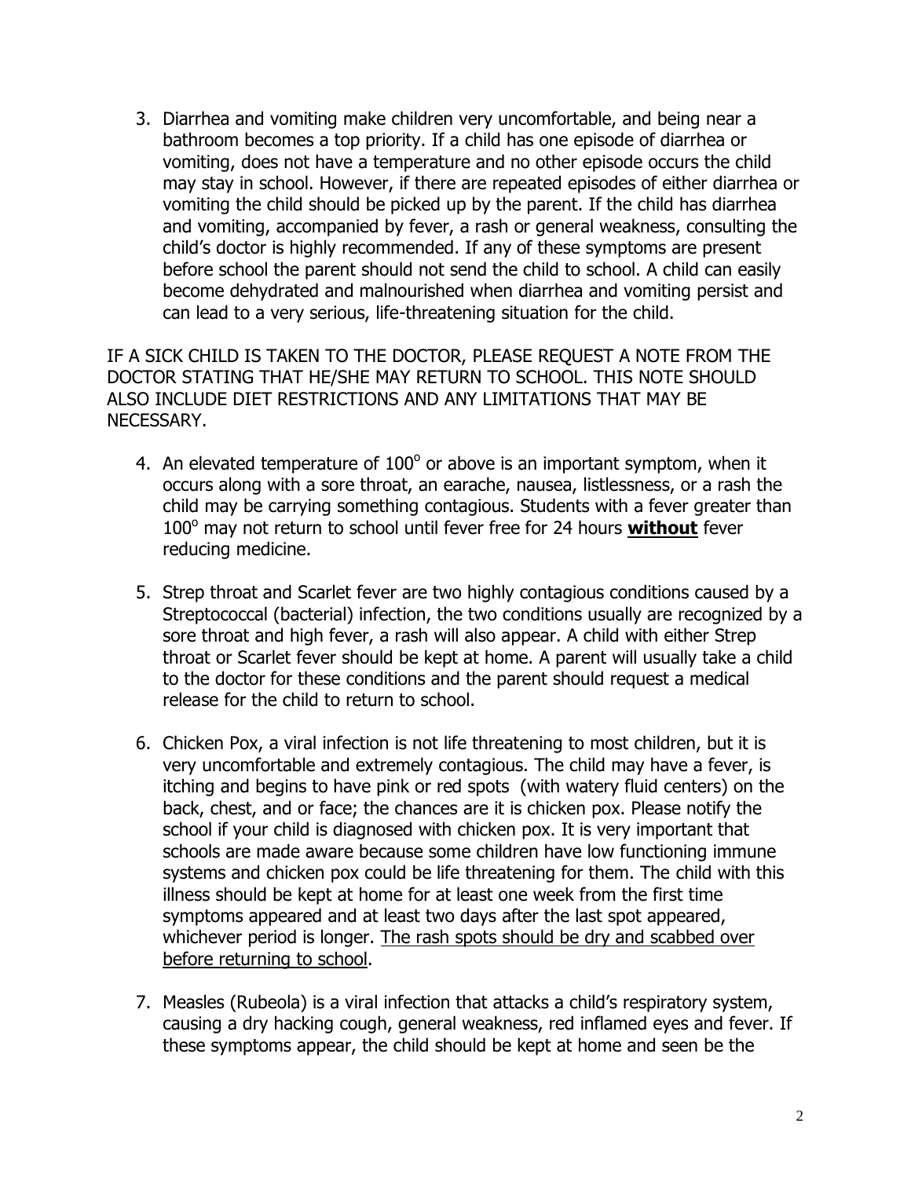3. Diarrhea and vomiting make children very uncomfortable, and being near a bathroom becomes a top priority. If a child has one episode of diarrhea or vomiting, does not have a temperature and no other episode occurs the child may stay in school. However, if there are repeated episodes of either diarrhea or vomiting the child should be picked up by the parent. If the child has diarrhea and vomiting, accompanied by fever, a rash or general weakness, consulting the child's doctor is highly recommended. If any of these symptoms are present before school the parent should not send the child to school. A child can easily become dehydrated and malnourished when diarrhea and vomiting persist and can lead to a very serious, life-threatening situation for the child.

IF A SICK CHILD IS TAKEN TO THE DOCTOR, PLEASE REQUEST A NOTE FROM THE DOCTOR STATING THAT HE/SHE MAY RETURN TO SCHOOL. THIS NOTE SHOULD ALSO INCLUDE DIET RESTRICTIONS AND ANY LIMITATIONS THAT MAY BE NECESSARY.

4. An elevated temperature of $100^{o}$ or above is an important symptom, when it occurs along with a sore throat, an earache, nausea, listlessness, or a rash the child may be carrying something contagious. Students with a fever greater than $100^{o}$ may not return to school until fever free for 24 hours <u>**without**</u> fever reducing medicine.

5. Strep throat and Scarlet fever are two highly contagious conditions caused by a Streptococcal (bacterial) infection, the two conditions usually are recognized by a sore throat and high fever, a rash will also appear. A child with either Strep throat or Scarlet fever should be kept at home. A parent will usually take a child to the doctor for these conditions and the parent should request a medical release for the child to return to school.

6. Chicken Pox, a viral infection is not life threatening to most children, but it is very uncomfortable and extremely contagious. The child may have a fever, is itching and begins to have pink or red spots (with watery fluid centers) on the back, chest, and or face; the chances are it is chicken pox. Please notify the school if your child is diagnosed with chicken pox. It is very important that schools are made aware because some children have low functioning immune systems and chicken pox could be life threatening for them. The child with this illness should be kept at home for at least one week from the first time symptoms appeared and at least two days after the last spot appeared, whichever period is longer. <u>The rash spots should be dry and scabbed over before returning to school</u>.

7. Measles (Rubeola) is a viral infection that attacks a child's respiratory system, causing a dry hacking cough, general weakness, red inflamed eyes and fever. If these symptoms appear, the child should be kept at home and seen be the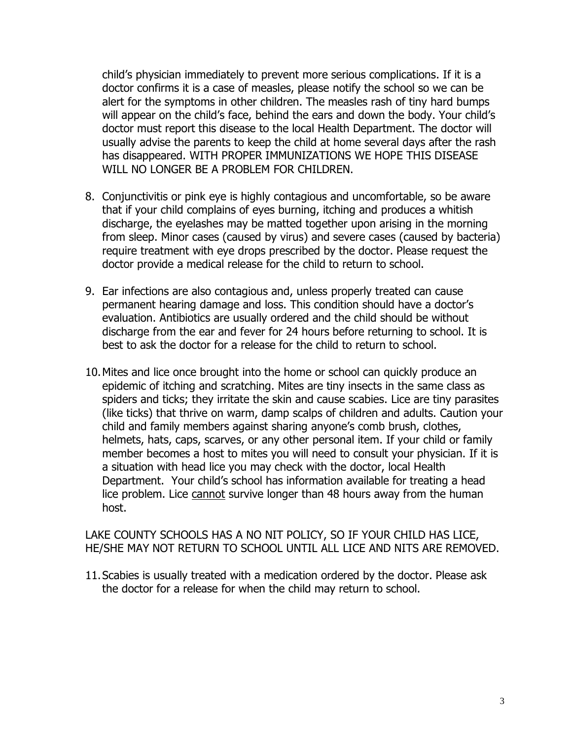child's physician immediately to prevent more serious complications. If it is a doctor confirms it is a case of measles, please notify the school so we can be alert for the symptoms in other children. The measles rash of tiny hard bumps will appear on the child's face, behind the ears and down the body. Your child's doctor must report this disease to the local Health Department. The doctor will usually advise the parents to keep the child at home several days after the rash has disappeared. WITH PROPER IMMUNIZATIONS WE HOPE THIS DISEASE WILL NO LONGER BE A PROBLEM FOR CHILDREN.

8. Conjunctivitis or pink eye is highly contagious and uncomfortable, so be aware that if your child complains of eyes burning, itching and produces a whitish discharge, the eyelashes may be matted together upon arising in the morning from sleep. Minor cases (caused by virus) and severe cases (caused by bacteria) require treatment with eye drops prescribed by the doctor. Please request the doctor provide a medical release for the child to return to school.

9. Ear infections are also contagious and, unless properly treated can cause permanent hearing damage and loss. This condition should have a doctor's evaluation. Antibiotics are usually ordered and the child should be without discharge from the ear and fever for 24 hours before returning to school. It is best to ask the doctor for a release for the child to return to school.

10. Mites and lice once brought into the home or school can quickly produce an epidemic of itching and scratching. Mites are tiny insects in the same class as spiders and ticks; they irritate the skin and cause scabies. Lice are tiny parasites (like ticks) that thrive on warm, damp scalps of children and adults. Caution your child and family members against sharing anyone's comb brush, clothes, helmets, hats, caps, scarves, or any other personal item. If your child or family member becomes a host to mites you will need to consult your physician. If it is a situation with head lice you may check with the doctor, local Health Department. Your child's school has information available for treating a head lice problem. Lice <u>cannot</u> survive longer than 48 hours away from the human host.

LAKE COUNTY SCHOOLS HAS A NO NIT POLICY, SO IF YOUR CHILD HAS LICE, HE/SHE MAY NOT RETURN TO SCHOOL UNTIL ALL LICE AND NITS ARE REMOVED.

11. Scabies is usually treated with a medication ordered by the doctor. Please ask the doctor for a release for when the child may return to school.